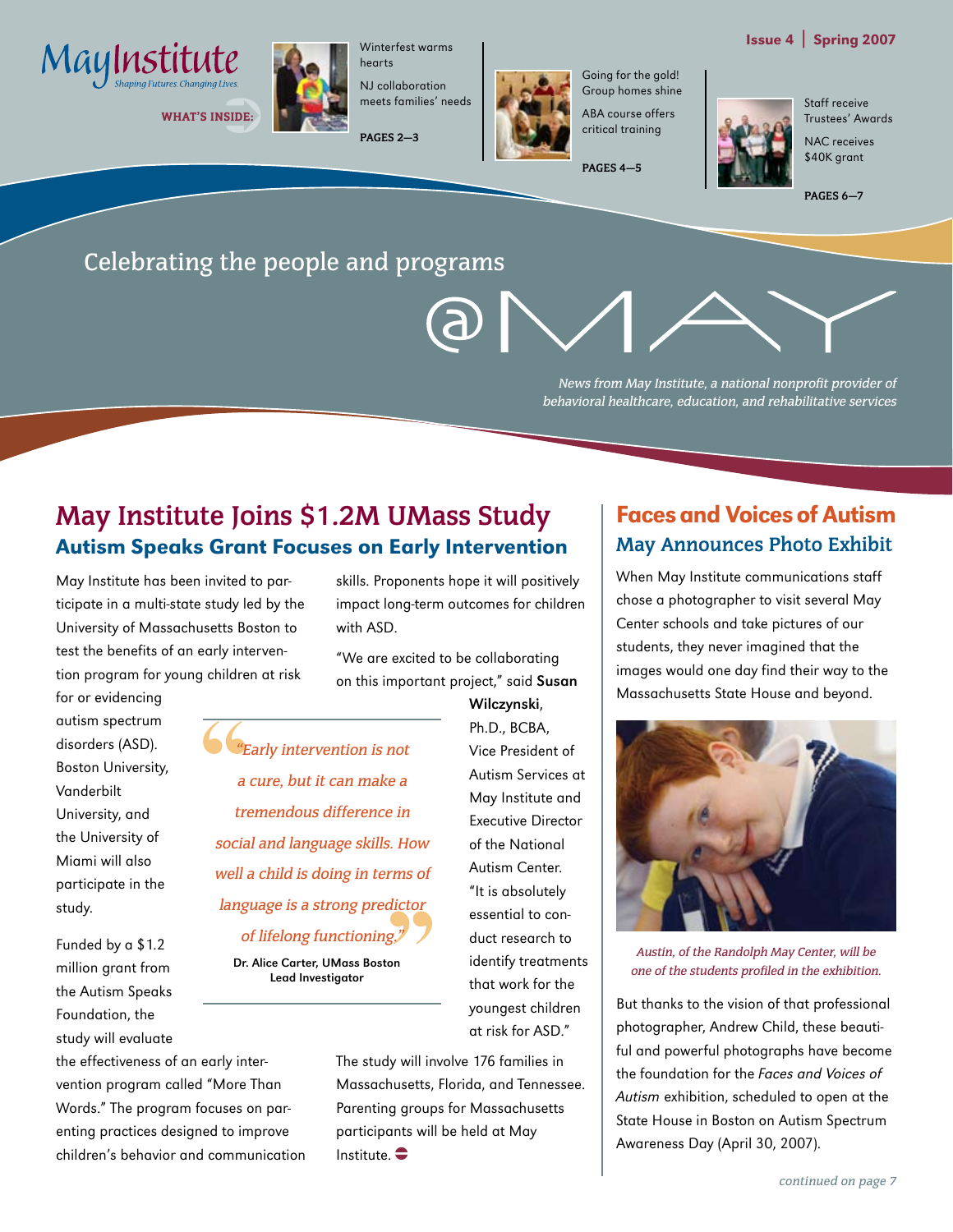# May Institute

*Shaping Futures. Changing Lives.*

Issue 4 | Spring 2007

**WHAT'S INSIDE:**

Winterfest warms hearts

NJ collaboration meets families' needs

**PAGES 2—3**

Going for the gold! Group homes shine

ABA course offers critical training

**PAGES 4—5**

Staff receive Trustees' Awards

NAC receives $40K grant

**PAGES 6—7**

Celebrating the people and programs

# @MAY

*News from May Institute, a national nonprofit provider of behavioral healthcare, education, and rehabilitative services*

## May Institute Joins $1.2M UMass Study

### Autism Speaks Grant Focuses on Early Intervention

May Institute has been invited to participate in a multi-state study led by the University of Massachusetts Boston to test the benefits of an early intervention program for young children at risk for or evidencing autism spectrum disorders (ASD). Boston University, Vanderbilt University, and the University of Miami will also participate in the study.

Funded by a $1.2 million grant from the Autism Speaks Foundation, the study will evaluate the effectiveness of an early intervention program called "More Than Words." The program focuses on parenting practices designed to improve children's behavior and communication skills. Proponents hope it will positively impact long-term outcomes for children with ASD.

*"Early intervention is not a cure, but it can make a tremendous difference in social and language skills. How well a child is doing in terms of language is a strong predictor of lifelong functioning."*

**Dr. Alice Carter, UMass Boston Lead Investigator**

"We are excited to be collaborating on this important project," said **Susan Wilczynski**, Ph.D., BCBA, Vice President of Autism Services at May Institute and Executive Director of the National Autism Center. "It is absolutely essential to conduct research to identify treatments that work for the youngest children at risk for ASD."

The study will involve 176 families in Massachusetts, Florida, and Tennessee. Parenting groups for Massachusetts participants will be held at May Institute.

## Faces and Voices of Autism

### May Announces Photo Exhibit

When May Institute communications staff chose a photographer to visit several May Center schools and take pictures of our students, they never imagined that the images would one day find their way to the Massachusetts State House and beyond.

*Austin, of the Randolph May Center, will be one of the students profiled in the exhibition.*

But thanks to the vision of that professional photographer, Andrew Child, these beautiful and powerful photographs have become the foundation for the *Faces and Voices of Autism* exhibition, scheduled to open at the State House in Boston on Autism Spectrum Awareness Day (April 30, 2007).

*continued on page 7*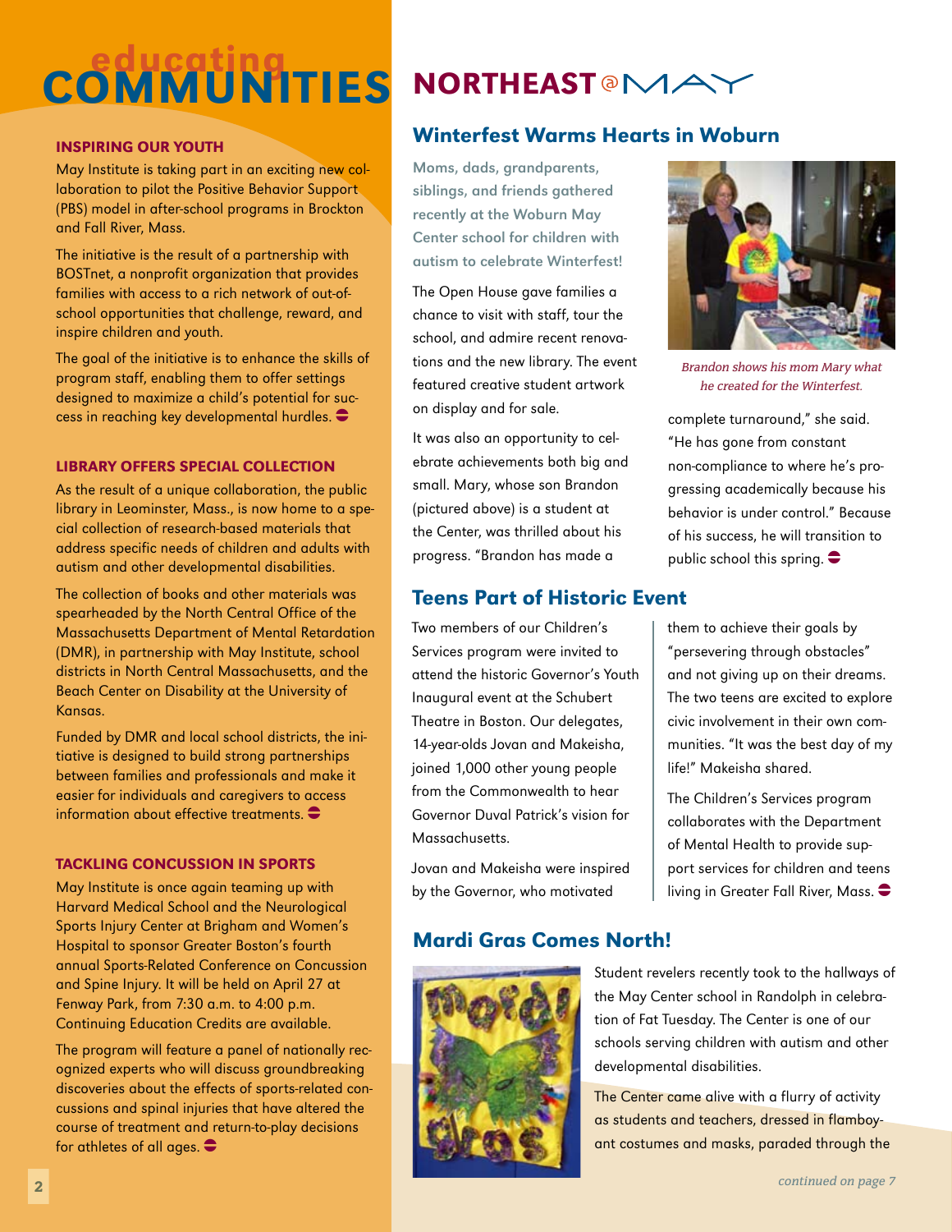# educating COMMUNITIES

### INSPIRING OUR YOUTH

May Institute is taking part in an exciting new collaboration to pilot the Positive Behavior Support (PBS) model in after-school programs in Brockton and Fall River, Mass.

The initiative is the result of a partnership with BOSTnet, a nonprofit organization that provides families with access to a rich network of out-of-school opportunities that challenge, reward, and inspire children and youth.

The goal of the initiative is to enhance the skills of program staff, enabling them to offer settings designed to maximize a child's potential for success in reaching key developmental hurdles.

### LIBRARY OFFERS SPECIAL COLLECTION

As the result of a unique collaboration, the public library in Leominster, Mass., is now home to a special collection of research-based materials that address specific needs of children and adults with autism and other developmental disabilities.

The collection of books and other materials was spearheaded by the North Central Office of the Massachusetts Department of Mental Retardation (DMR), in partnership with May Institute, school districts in North Central Massachusetts, and the Beach Center on Disability at the University of Kansas.

Funded by DMR and local school districts, the initiative is designed to build strong partnerships between families and professionals and make it easier for individuals and caregivers to access information about effective treatments.

### TACKLING CONCUSSION IN SPORTS

May Institute is once again teaming up with Harvard Medical School and the Neurological Sports Injury Center at Brigham and Women's Hospital to sponsor Greater Boston's fourth annual Sports-Related Conference on Concussion and Spine Injury. It will be held on April 27 at Fenway Park, from 7:30 a.m. to 4:00 p.m. Continuing Education Credits are available.

The program will feature a panel of nationally recognized experts who will discuss groundbreaking discoveries about the effects of sports-related concussions and spinal injuries that have altered the course of treatment and return-to-play decisions for athletes of all ages.

# NORTHEAST @ MAY

## Winterfest Warms Hearts in Woburn

**Moms, dads, grandparents, siblings, and friends gathered recently at the Woburn May Center school for children with autism to celebrate Winterfest!**

The Open House gave families a chance to visit with staff, tour the school, and admire recent renovations and the new library. The event featured creative student artwork on display and for sale.

It was also an opportunity to celebrate achievements both big and small. Mary, whose son Brandon (pictured above) is a student at the Center, was thrilled about his progress. "Brandon has made a complete turnaround," she said. "He has gone from constant non-compliance to where he's progressing academically because his behavior is under control." Because of his success, he will transition to public school this spring.

*Brandon shows his mom Mary what he created for the Winterfest.*

## Teens Part of Historic Event

Two members of our Children's Services program were invited to attend the historic Governor's Youth Inaugural event at the Schubert Theatre in Boston. Our delegates, 14-year-olds Jovan and Makeisha, joined 1,000 other young people from the Commonwealth to hear Governor Duval Patrick's vision for Massachusetts.

Jovan and Makeisha were inspired by the Governor, who motivated them to achieve their goals by "persevering through obstacles" and not giving up on their dreams. The two teens are excited to explore civic involvement in their own communities. "It was the best day of my life!" Makeisha shared.

The Children's Services program collaborates with the Department of Mental Health to provide support services for children and teens living in Greater Fall River, Mass.

## Mardi Gras Comes North!

Student revelers recently took to the hallways of the May Center school in Randolph in celebration of Fat Tuesday. The Center is one of our schools serving children with autism and other developmental disabilities.

The Center came alive with a flurry of activity as students and teachers, dressed in flamboyant costumes and masks, paraded through the

*continued on page 7*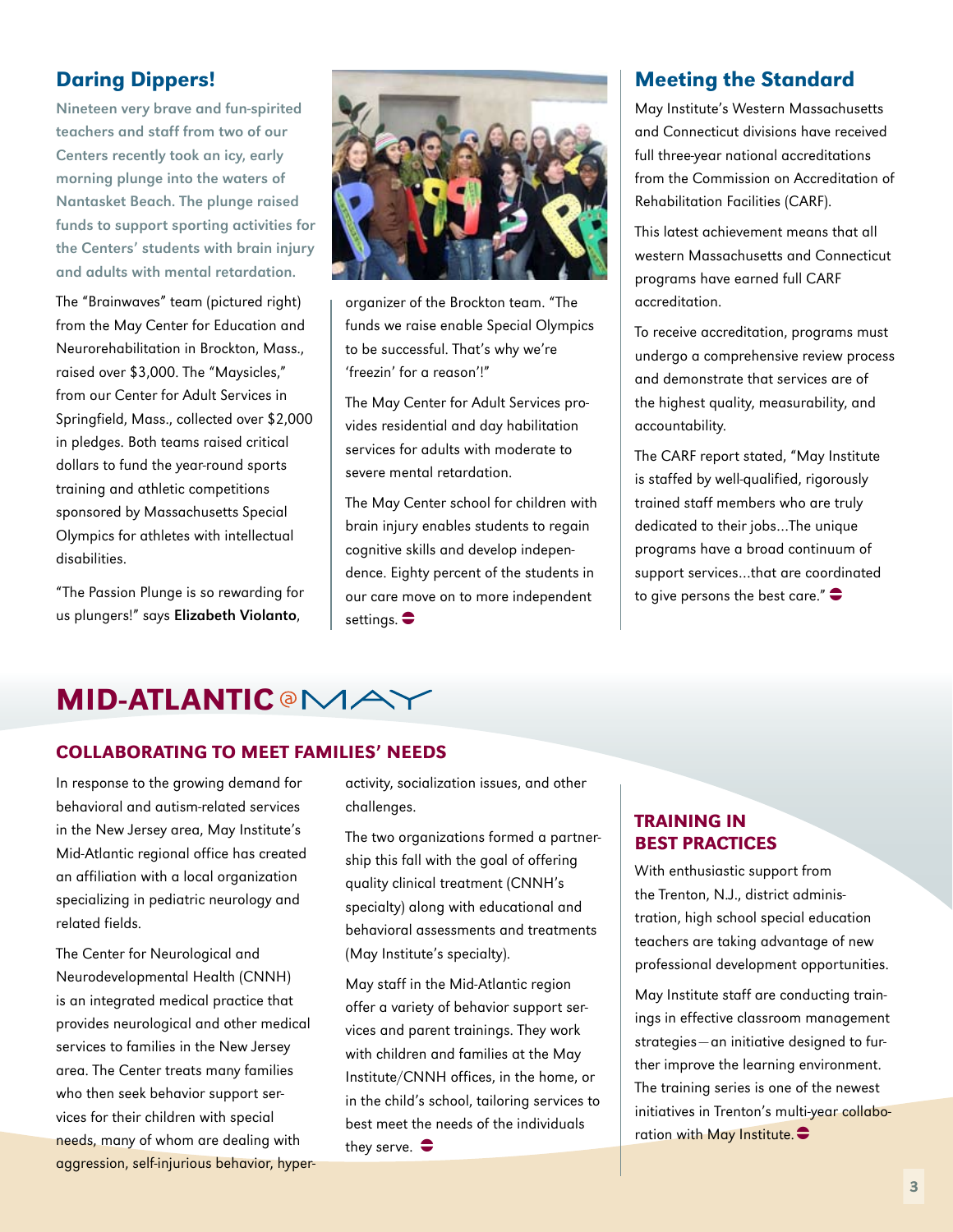## Daring Dippers!

**Nineteen very brave and fun-spirited teachers and staff from two of our Centers recently took an icy, early morning plunge into the waters of Nantasket Beach. The plunge raised funds to support sporting activities for the Centers' students with brain injury and adults with mental retardation.**

The "Brainwaves" team (pictured right) from the May Center for Education and Neurorehabilitation in Brockton, Mass., raised over $3,000. The "Maysicles," from our Center for Adult Services in Springfield, Mass., collected over $2,000 in pledges. Both teams raised critical dollars to fund the year-round sports training and athletic competitions sponsored by Massachusetts Special Olympics for athletes with intellectual disabilities.

"The Passion Plunge is so rewarding for us plungers!" says **Elizabeth Violanto**, organizer of the Brockton team. "The funds we raise enable Special Olympics to be successful. That's why we're 'freezin' for a reason'!"

The May Center for Adult Services provides residential and day habilitation services for adults with moderate to severe mental retardation.

The May Center school for children with brain injury enables students to regain cognitive skills and develop independence. Eighty percent of the students in our care move on to more independent settings.

## Meeting the Standard

May Institute's Western Massachusetts and Connecticut divisions have received full three-year national accreditations from the Commission on Accreditation of Rehabilitation Facilities (CARF).

This latest achievement means that all western Massachusetts and Connecticut programs have earned full CARF accreditation.

To receive accreditation, programs must undergo a comprehensive review process and demonstrate that services are of the highest quality, measurability, and accountability.

The CARF report stated, "May Institute is staffed by well-qualified, rigorously trained staff members who are truly dedicated to their jobs...The unique programs have a broad continuum of support services...that are coordinated to give persons the best care."

# MID-ATLANTIC @MAY

## COLLABORATING TO MEET FAMILIES' NEEDS

In response to the growing demand for behavioral and autism-related services in the New Jersey area, May Institute's Mid-Atlantic regional office has created an affiliation with a local organization specializing in pediatric neurology and related fields.

The Center for Neurological and Neurodevelopmental Health (CNNH) is an integrated medical practice that provides neurological and other medical services to families in the New Jersey area. The Center treats many families who then seek behavior support services for their children with special needs, many of whom are dealing with aggression, self-injurious behavior, hyperactivity, socialization issues, and other challenges.

The two organizations formed a partnership this fall with the goal of offering quality clinical treatment (CNNH's specialty) along with educational and behavioral assessments and treatments (May Institute's specialty).

May staff in the Mid-Atlantic region offer a variety of behavior support services and parent trainings. They work with children and families at the May Institute/CNNH offices, in the home, or in the child's school, tailoring services to best meet the needs of the individuals they serve.

## TRAINING IN BEST PRACTICES

With enthusiastic support from the Trenton, N.J., district administration, high school special education teachers are taking advantage of new professional development opportunities.

May Institute staff are conducting trainings in effective classroom management strategies—an initiative designed to further improve the learning environment. The training series is one of the newest initiatives in Trenton's multi-year collaboration with May Institute.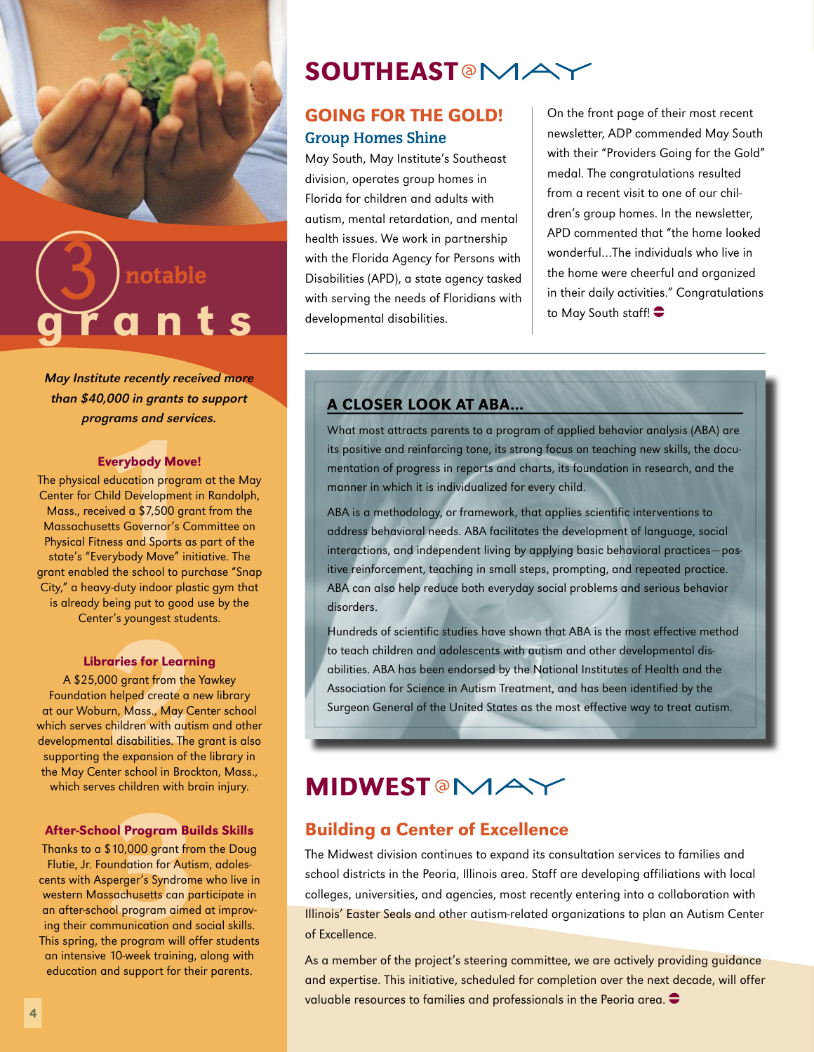# 3 notable grants

***May Institute recently received more than $40,000 in grants to support programs and services.***

### 1 Everybody Move!

The physical education program at the May Center for Child Development in Randolph, Mass., received a $7,500 grant from the Massachusetts Governor's Committee on Physical Fitness and Sports as part of the state's "Everybody Move" initiative. The grant enabled the school to purchase "Snap City," a heavy-duty indoor plastic gym that is already being put to good use by the Center's youngest students.

### 2 Libraries for Learning

A $25,000 grant from the Yawkey Foundation helped create a new library at our Woburn, Mass., May Center school which serves children with autism and other developmental disabilities. The grant is also supporting the expansion of the library in the May Center school in Brockton, Mass., which serves children with brain injury.

### 3 After-School Program Builds Skills

Thanks to a $10,000 grant from the Doug Flutie, Jr. Foundation for Autism, adolescents with Asperger's Syndrome who live in western Massachusetts can participate in an after-school program aimed at improving their communication and social skills. This spring, the program will offer students an intensive 10-week training, along with education and support for their parents.

# SOUTHEAST@MAY

## GOING FOR THE GOLD!

### Group Homes Shine

May South, May Institute's Southeast division, operates group homes in Florida for children and adults with autism, mental retardation, and mental health issues. We work in partnership with the Florida Agency for Persons with Disabilities (APD), a state agency tasked with serving the needs of Floridians with developmental disabilities.

On the front page of their most recent newsletter, ADP commended May South with their "Providers Going for the Gold" medal. The congratulations resulted from a recent visit to one of our children's group homes. In the newsletter, APD commented that "the home looked wonderful...The individuals who live in the home were cheerful and organized in their daily activities." Congratulations to May South staff!

## A CLOSER LOOK AT ABA...

What most attracts parents to a program of applied behavior analysis (ABA) are its positive and reinforcing tone, its strong focus on teaching new skills, the documentation of progress in reports and charts, its foundation in research, and the manner in which it is individualized for every child.

ABA is a methodology, or framework, that applies scientific interventions to address behavioral needs. ABA facilitates the development of language, social interactions, and independent living by applying basic behavioral practices—positive reinforcement, teaching in small steps, prompting, and repeated practice. ABA can also help reduce both everyday social problems and serious behavior disorders.

Hundreds of scientific studies have shown that ABA is the most effective method to teach children and adolescents with autism and other developmental disabilities. ABA has been endorsed by the National Institutes of Health and the Association for Science in Autism Treatment, and has been identified by the Surgeon General of the United States as the most effective way to treat autism.

# MIDWEST@MAY

## Building a Center of Excellence

The Midwest division continues to expand its consultation services to families and school districts in the Peoria, Illinois area. Staff are developing affiliations with local colleges, universities, and agencies, most recently entering into a collaboration with Illinois' Easter Seals and other autism-related organizations to plan an Autism Center of Excellence.

As a member of the project's steering committee, we are actively providing guidance and expertise. This initiative, scheduled for completion over the next decade, will offer valuable resources to families and professionals in the Peoria area.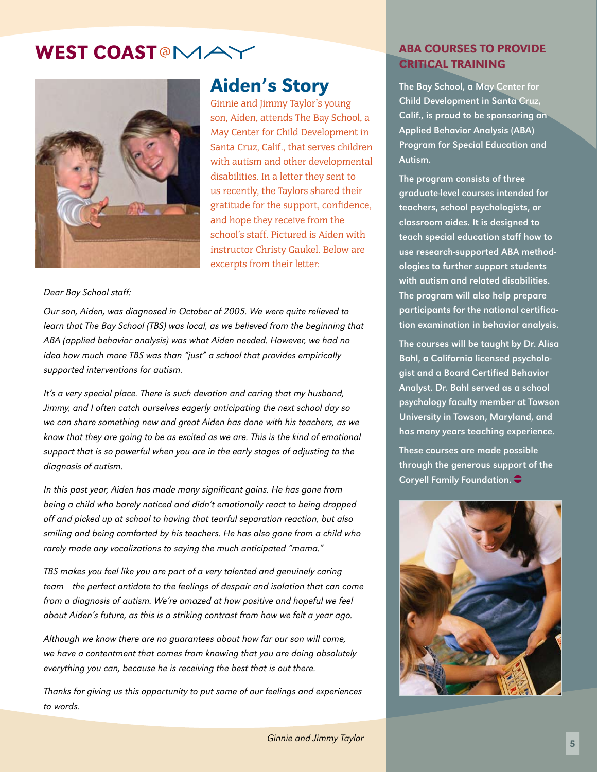# WEST COAST @ MAY

## Aiden's Story

Ginnie and Jimmy Taylor's young son, Aiden, attends The Bay School, a May Center for Child Development in Santa Cruz, Calif., that serves children with autism and other developmental disabilities. In a letter they sent to us recently, the Taylors shared their gratitude for the support, confidence, and hope they receive from the school's staff. Pictured is Aiden with instructor Christy Gaukel. Below are excerpts from their letter:

*Dear Bay School staff:*

*Our son, Aiden, was diagnosed in October of 2005. We were quite relieved to learn that The Bay School (TBS) was local, as we believed from the beginning that ABA (applied behavior analysis) was what Aiden needed. However, we had no idea how much more TBS was than "just" a school that provides empirically supported interventions for autism.*

*It's a very special place. There is such devotion and caring that my husband, Jimmy, and I often catch ourselves eagerly anticipating the next school day so we can share something new and great Aiden has done with his teachers, as we know that they are going to be as excited as we are. This is the kind of emotional support that is so powerful when you are in the early stages of adjusting to the diagnosis of autism.*

*In this past year, Aiden has made many significant gains. He has gone from being a child who barely noticed and didn't emotionally react to being dropped off and picked up at school to having that tearful separation reaction, but also smiling and being comforted by his teachers. He has also gone from a child who rarely made any vocalizations to saying the much anticipated "mama."*

*TBS makes you feel like you are part of a very talented and genuinely caring team—the perfect antidote to the feelings of despair and isolation that can come from a diagnosis of autism. We're amazed at how positive and hopeful we feel about Aiden's future, as this is a striking contrast from how we felt a year ago.*

*Although we know there are no guarantees about how far our son will come, we have a contentment that comes from knowing that you are doing absolutely everything you can, because he is receiving the best that is out there.*

*Thanks for giving us this opportunity to put some of our feelings and experiences to words.*

*—Ginnie and Jimmy Taylor*

## ABA COURSES TO PROVIDE CRITICAL TRAINING

**The Bay School, a May Center for Child Development in Santa Cruz, Calif., is proud to be sponsoring an Applied Behavior Analysis (ABA) Program for Special Education and Autism.**

**The program consists of three graduate-level courses intended for teachers, school psychologists, or classroom aides. It is designed to teach special education staff how to use research-supported ABA methodologies to further support students with autism and related disabilities. The program will also help prepare participants for the national certification examination in behavior analysis.**

**The courses will be taught by Dr. Alisa Bahl, a California licensed psychologist and a Board Certified Behavior Analyst. Dr. Bahl served as a school psychology faculty member at Towson University in Towson, Maryland, and has many years teaching experience.**

**These courses are made possible through the generous support of the Coryell Family Foundation.**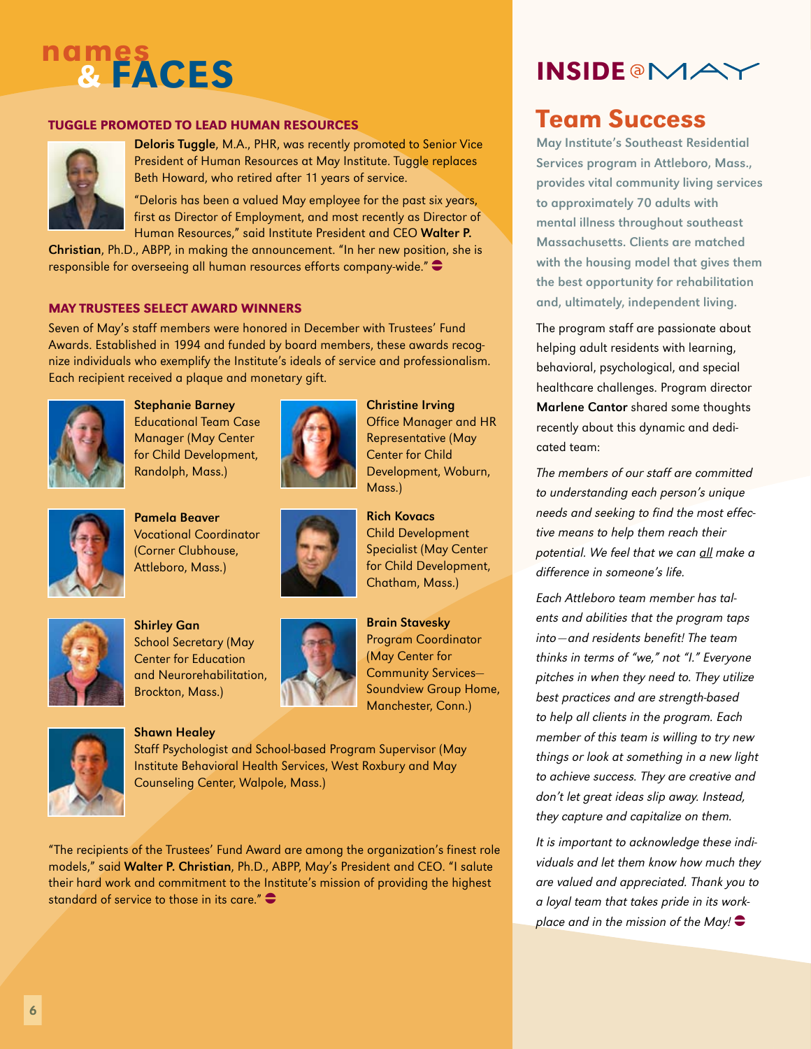# names & FACES

### TUGGLE PROMOTED TO LEAD HUMAN RESOURCES

**Deloris Tuggle**, M.A., PHR, was recently promoted to Senior Vice President of Human Resources at May Institute. Tuggle replaces Beth Howard, who retired after 11 years of service.

"Deloris has been a valued May employee for the past six years, first as Director of Employment, and most recently as Director of Human Resources," said Institute President and CEO **Walter P. Christian**, Ph.D., ABPP, in making the announcement. "In her new position, she is responsible for overseeing all human resources efforts company-wide."

### MAY TRUSTEES SELECT AWARD WINNERS

Seven of May's staff members were honored in December with Trustees' Fund Awards. Established in 1994 and funded by board members, these awards recognize individuals who exemplify the Institute's ideals of service and professionalism. Each recipient received a plaque and monetary gift.

**Stephanie Barney**
Educational Team Case Manager (May Center for Child Development, Randolph, Mass.)

**Christine Irving**
Office Manager and HR Representative (May Center for Child Development, Woburn, Mass.)

**Pamela Beaver**
Vocational Coordinator (Corner Clubhouse, Attleboro, Mass.)

**Rich Kovacs**
Child Development Specialist (May Center for Child Development, Chatham, Mass.)

**Shirley Gan**
School Secretary (May Center for Education and Neurorehabilitation, Brockton, Mass.)

**Brain Stavesky**
Program Coordinator (May Center for Community Services—Soundview Group Home, Manchester, Conn.)

**Shawn Healey**
Staff Psychologist and School-based Program Supervisor (May Institute Behavioral Health Services, West Roxbury and May Counseling Center, Walpole, Mass.)

"The recipients of the Trustees' Fund Award are among the organization's finest role models," said **Walter P. Christian**, Ph.D., ABPP, May's President and CEO. "I salute their hard work and commitment to the Institute's mission of providing the highest standard of service to those in its care."

# INSIDE @MAY

## Team Success

**May Institute's Southeast Residential Services program in Attleboro, Mass., provides vital community living services to approximately 70 adults with mental illness throughout southeast Massachusetts. Clients are matched with the housing model that gives them the best opportunity for rehabilitation and, ultimately, independent living.**

The program staff are passionate about helping adult residents with learning, behavioral, psychological, and special healthcare challenges. Program director **Marlene Cantor** shared some thoughts recently about this dynamic and dedicated team:

*The members of our staff are committed to understanding each person's unique needs and seeking to find the most effective means to help them reach their potential. We feel that we can all make a difference in someone's life.*

*Each Attleboro team member has talents and abilities that the program taps into—and residents benefit! The team thinks in terms of "we," not "I." Everyone pitches in when they need to. They utilize best practices and are strength-based to help all clients in the program. Each member of this team is willing to try new things or look at something in a new light to achieve success. They are creative and don't let great ideas slip away. Instead, they capture and capitalize on them.*

*It is important to acknowledge these individuals and let them know how much they are valued and appreciated. Thank you to a loyal team that takes pride in its workplace and in the mission of the May!*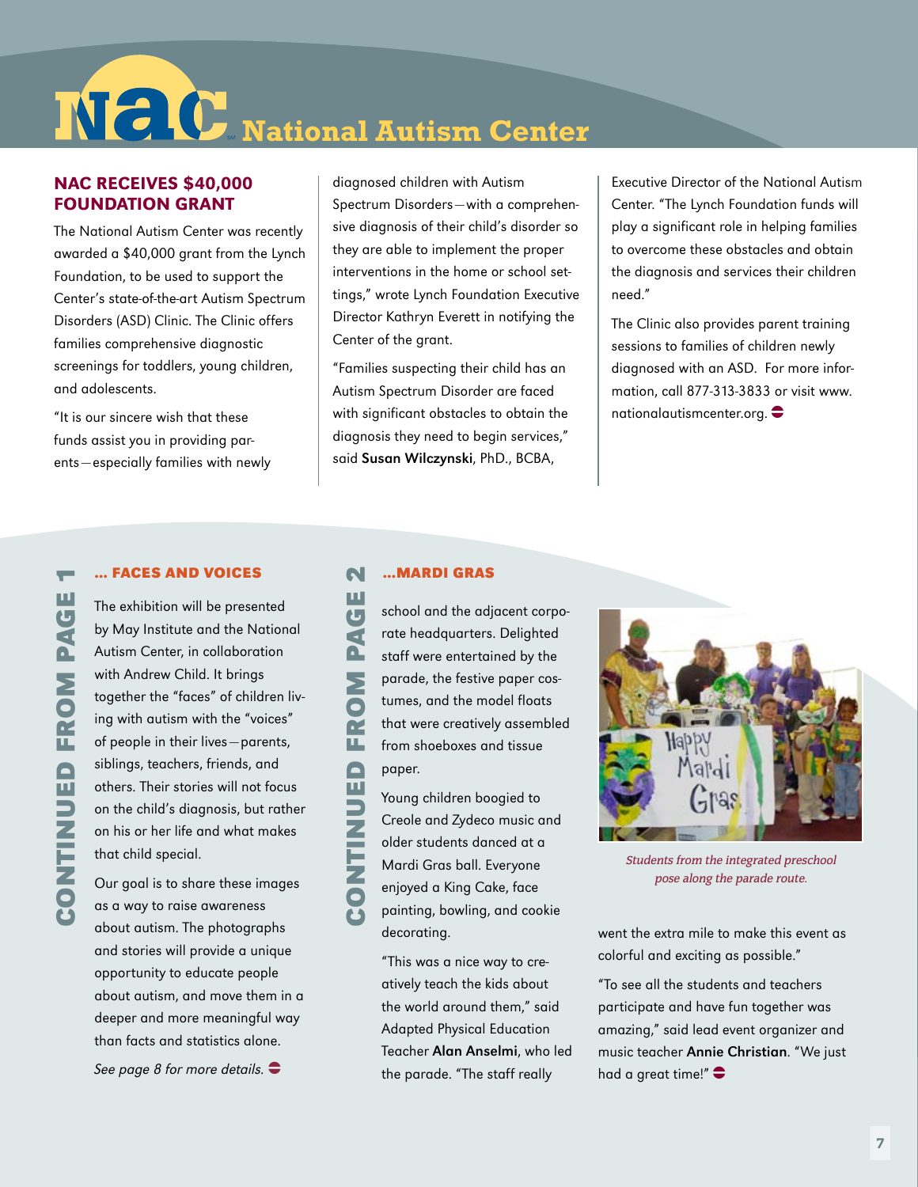# National Autism Center

## NAC RECEIVES $40,000 FOUNDATION GRANT

The National Autism Center was recently awarded a $40,000 grant from the Lynch Foundation, to be used to support the Center's state-of-the-art Autism Spectrum Disorders (ASD) Clinic. The Clinic offers families comprehensive diagnostic screenings for toddlers, young children, and adolescents.

"It is our sincere wish that these funds assist you in providing parents—especially families with newly diagnosed children with Autism Spectrum Disorders—with a comprehensive diagnosis of their child's disorder so they are able to implement the proper interventions in the home or school settings," wrote Lynch Foundation Executive Director Kathryn Everett in notifying the Center of the grant.

"Families suspecting their child has an Autism Spectrum Disorder are faced with significant obstacles to obtain the diagnosis they need to begin services," said **Susan Wilczynski**, PhD., BCBA, Executive Director of the National Autism Center. "The Lynch Foundation funds will play a significant role in helping families to overcome these obstacles and obtain the diagnosis and services their children need."

The Clinic also provides parent training sessions to families of children newly diagnosed with an ASD. For more information, call 877-313-3833 or visit www.nationalautismcenter.org.

## CONTINUED FROM PAGE 1

### ... FACES AND VOICES

The exhibition will be presented by May Institute and the National Autism Center, in collaboration with Andrew Child. It brings together the "faces" of children living with autism with the "voices" of people in their lives—parents, siblings, teachers, friends, and others. Their stories will not focus on the child's diagnosis, but rather on his or her life and what makes that child special.

Our goal is to share these images as a way to raise awareness about autism. The photographs and stories will provide a unique opportunity to educate people about autism, and move them in a deeper and more meaningful way than facts and statistics alone.

*See page 8 for more details.*

## CONTINUED FROM PAGE 2

### ...MARDI GRAS

school and the adjacent corporate headquarters. Delighted staff were entertained by the parade, the festive paper costumes, and the model floats that were creatively assembled from shoeboxes and tissue paper.

Young children boogied to Creole and Zydeco music and older students danced at a Mardi Gras ball. Everyone enjoyed a King Cake, face painting, bowling, and cookie decorating.

"This was a nice way to creatively teach the kids about the world around them," said Adapted Physical Education Teacher **Alan Anselmi**, who led the parade. "The staff really went the extra mile to make this event as colorful and exciting as possible."

*Students from the integrated preschool pose along the parade route.*

"To see all the students and teachers participate and have fun together was amazing," said lead event organizer and music teacher **Annie Christian**. "We just had a great time!"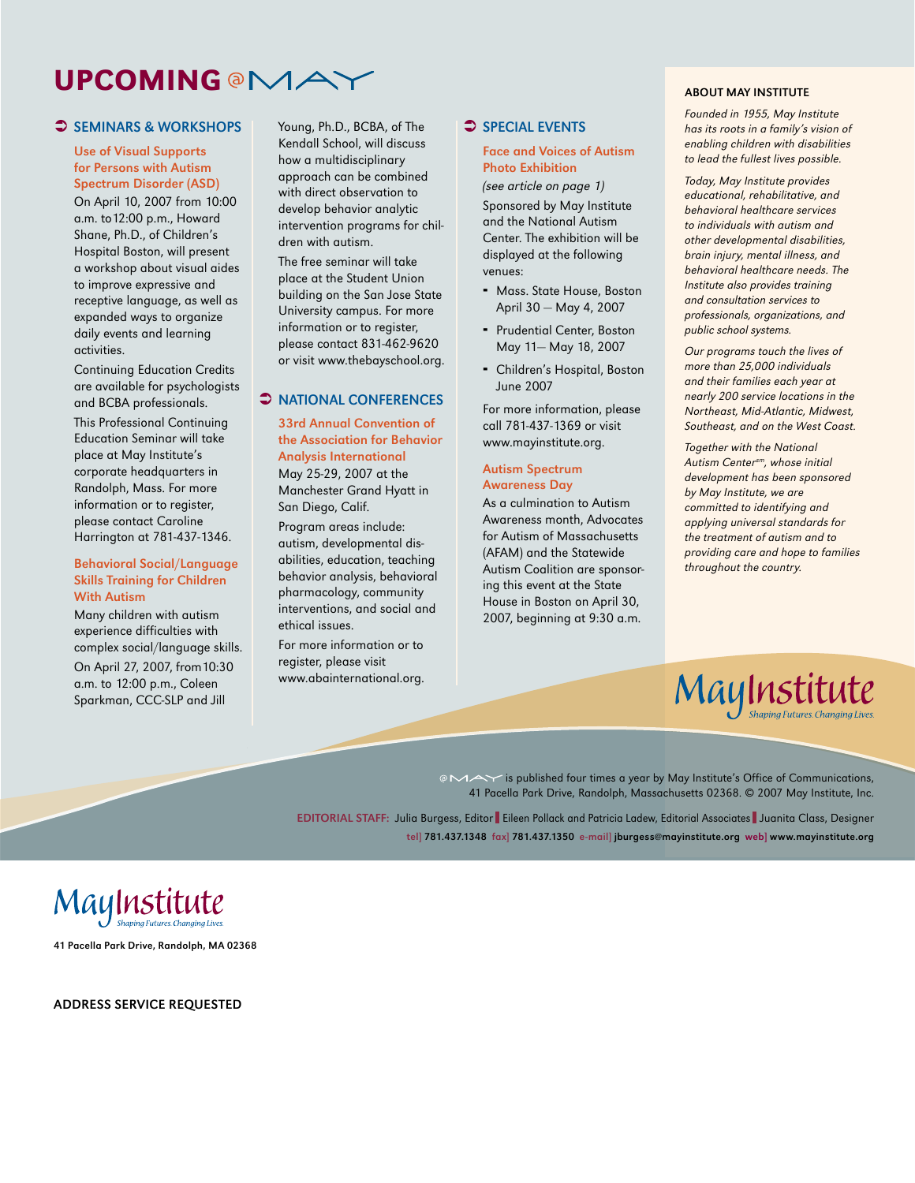# UPCOMING @MAY

## SEMINARS & WORKSHOPS

### Use of Visual Supports for Persons with Autism Spectrum Disorder (ASD)

On April 10, 2007 from 10:00 a.m. to12:00 p.m., Howard Shane, Ph.D., of Children's Hospital Boston, will present a workshop about visual aides to improve expressive and receptive language, as well as expanded ways to organize daily events and learning activities.

Continuing Education Credits are available for psychologists and BCBA professionals.

This Professional Continuing Education Seminar will take place at May Institute's corporate headquarters in Randolph, Mass. For more information or to register, please contact Caroline Harrington at 781-437-1346.

### Behavioral Social/Language Skills Training for Children With Autism

Many children with autism experience difficulties with complex social/language skills.

On April 27, 2007, from10:30 a.m. to 12:00 p.m., Coleen Sparkman, CCC-SLP and Jill Young, Ph.D., BCBA, of The Kendall School, will discuss how a multidisciplinary approach can be combined with direct observation to develop behavior analytic intervention programs for children with autism.

The free seminar will take place at the Student Union building on the San Jose State University campus. For more information or to register, please contact 831-462-9620 or visit www.thebayschool.org.

## NATIONAL CONFERENCES

### 33rd Annual Convention of the Association for Behavior Analysis International

May 25-29, 2007 at the Manchester Grand Hyatt in San Diego, Calif.

Program areas include: autism, developmental disabilities, education, teaching behavior analysis, behavioral pharmacology, community interventions, and social and ethical issues.

For more information or to register, please visit www.abainternational.org.

## SPECIAL EVENTS

### Face and Voices of Autism Photo Exhibition

*(see article on page 1)*

Sponsored by May Institute and the National Autism Center. The exhibition will be displayed at the following venues:

- Mass. State House, Boston April 30 — May 4, 2007
- Prudential Center, Boston May 11— May 18, 2007
- Children's Hospital, Boston June 2007

For more information, please call 781-437-1369 or visit www.mayinstitute.org.

### Autism Spectrum Awareness Day

As a culmination to Autism Awareness month, Advocates for Autism of Massachusetts (AFAM) and the Statewide Autism Coalition are sponsoring this event at the State House in Boston on April 30, 2007, beginning at 9:30 a.m.

## ABOUT MAY INSTITUTE

*Founded in 1955, May Institute has its roots in a family's vision of enabling children with disabilities to lead the fullest lives possible.*

*Today, May Institute provides educational, rehabilitative, and behavioral healthcare services to individuals with autism and other developmental disabilities, brain injury, mental illness, and behavioral healthcare needs. The Institute also provides training and consultation services to professionals, organizations, and public school systems.*

*Our programs touch the lives of more than 25,000 individuals and their families each year at nearly 200 service locations in the Northeast, Mid-Atlantic, Midwest, Southeast, and on the West Coast.*

*Together with the National Autism Center[sm], whose initial development has been sponsored by May Institute, we are committed to identifying and applying universal standards for the treatment of autism and to providing care and hope to families throughout the country.*

May Institute
Shaping Futures. Changing Lives.

@MAY is published four times a year by May Institute's Office of Communications, 41 Pacella Park Drive, Randolph, Massachusetts 02368. © 2007 May Institute, Inc.

EDITORIAL STAFF: Julia Burgess, Editor | Eileen Pollack and Patricia Ladew, Editorial Associates | Juanita Class, Designer

tel| 781.437.1348 fax| 781.437.1350 e-mail| jburgess@mayinstitute.org web| www.mayinstitute.org

May Institute
Shaping Futures. Changing Lives.

41 Pacella Park Drive, Randolph, MA 02368

ADDRESS SERVICE REQUESTED